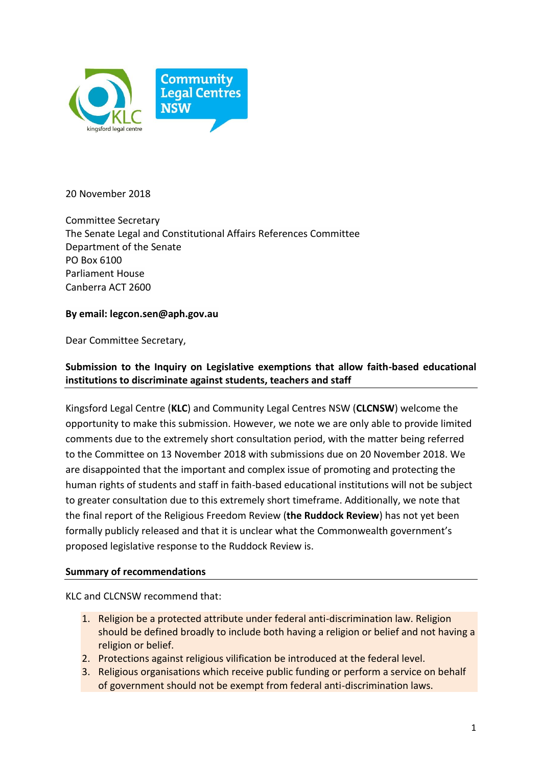20 November 2018

Committee Secretary
The Senate Legal and Constitutional Affairs References Committee
Department of the Senate
PO Box 6100
Parliament House
Canberra ACT 2600

**By email: legcon.sen@aph.gov.au**

Dear Committee Secretary,

**Submission to the Inquiry on Legislative exemptions that allow faith-based educational institutions to discriminate against students, teachers and staff**

Kingsford Legal Centre (**KLC**) and Community Legal Centres NSW (**CLCNSW**) welcome the opportunity to make this submission. However, we note we are only able to provide limited comments due to the extremely short consultation period, with the matter being referred to the Committee on 13 November 2018 with submissions due on 20 November 2018. We are disappointed that the important and complex issue of promoting and protecting the human rights of students and staff in faith-based educational institutions will not be subject to greater consultation due to this extremely short timeframe. Additionally, we note that the final report of the Religious Freedom Review (**the Ruddock Review**) has not yet been formally publicly released and that it is unclear what the Commonwealth government's proposed legislative response to the Ruddock Review is.

**Summary of recommendations**

KLC and CLCNSW recommend that:

1. Religion be a protected attribute under federal anti-discrimination law. Religion should be defined broadly to include both having a religion or belief and not having a religion or belief.
2. Protections against religious vilification be introduced at the federal level.
3. Religious organisations which receive public funding or perform a service on behalf of government should not be exempt from federal anti-discrimination laws.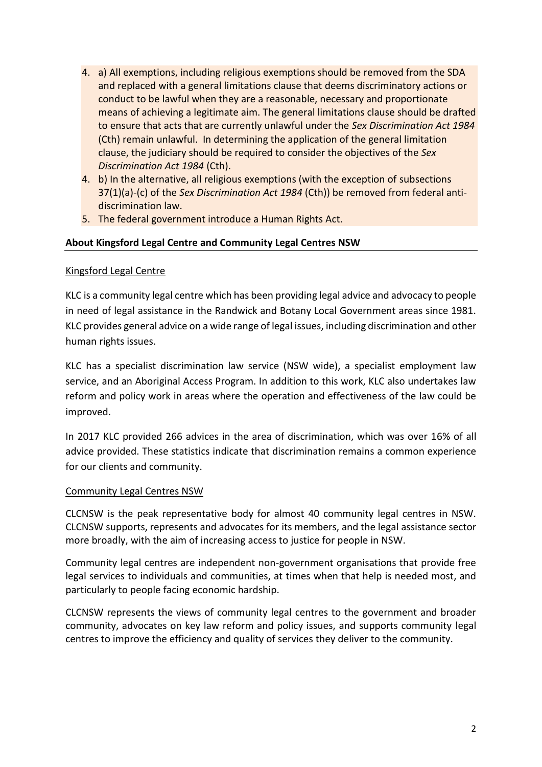4. a) All exemptions, including religious exemptions should be removed from the SDA and replaced with a general limitations clause that deems discriminatory actions or conduct to be lawful when they are a reasonable, necessary and proportionate means of achieving a legitimate aim. The general limitations clause should be drafted to ensure that acts that are currently unlawful under the *Sex Discrimination Act 1984* (Cth) remain unlawful. In determining the application of the general limitation clause, the judiciary should be required to consider the objectives of the *Sex Discrimination Act 1984* (Cth).
4. b) In the alternative, all religious exemptions (with the exception of subsections 37(1)(a)-(c) of the *Sex Discrimination Act 1984* (Cth)) be removed from federal anti-discrimination law.
5. The federal government introduce a Human Rights Act.

**About Kingsford Legal Centre and Community Legal Centres NSW**

Kingsford Legal Centre

KLC is a community legal centre which has been providing legal advice and advocacy to people in need of legal assistance in the Randwick and Botany Local Government areas since 1981. KLC provides general advice on a wide range of legal issues, including discrimination and other human rights issues.

KLC has a specialist discrimination law service (NSW wide), a specialist employment law service, and an Aboriginal Access Program. In addition to this work, KLC also undertakes law reform and policy work in areas where the operation and effectiveness of the law could be improved.

In 2017 KLC provided 266 advices in the area of discrimination, which was over 16% of all advice provided. These statistics indicate that discrimination remains a common experience for our clients and community.

Community Legal Centres NSW

CLCNSW is the peak representative body for almost 40 community legal centres in NSW. CLCNSW supports, represents and advocates for its members, and the legal assistance sector more broadly, with the aim of increasing access to justice for people in NSW.

Community legal centres are independent non-government organisations that provide free legal services to individuals and communities, at times when that help is needed most, and particularly to people facing economic hardship.

CLCNSW represents the views of community legal centres to the government and broader community, advocates on key law reform and policy issues, and supports community legal centres to improve the efficiency and quality of services they deliver to the community.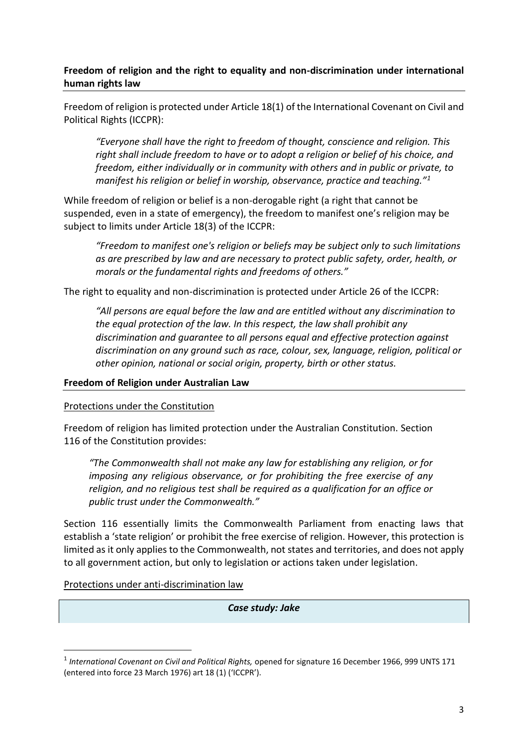**Freedom of religion and the right to equality and non-discrimination under international human rights law**

Freedom of religion is protected under Article 18(1) of the International Covenant on Civil and Political Rights (ICCPR):

> *"Everyone shall have the right to freedom of thought, conscience and religion. This right shall include freedom to have or to adopt a religion or belief of his choice, and freedom, either individually or in community with others and in public or private, to manifest his religion or belief in worship, observance, practice and teaching."*[1]

While freedom of religion or belief is a non-derogable right (a right that cannot be suspended, even in a state of emergency), the freedom to manifest one's religion may be subject to limits under Article 18(3) of the ICCPR:

> *"Freedom to manifest one's religion or beliefs may be subject only to such limitations as are prescribed by law and are necessary to protect public safety, order, health, or morals or the fundamental rights and freedoms of others."*

The right to equality and non-discrimination is protected under Article 26 of the ICCPR:

> *"All persons are equal before the law and are entitled without any discrimination to the equal protection of the law. In this respect, the law shall prohibit any discrimination and guarantee to all persons equal and effective protection against discrimination on any ground such as race, colour, sex, language, religion, political or other opinion, national or social origin, property, birth or other status.*

**Freedom of Religion under Australian Law**

Protections under the Constitution

Freedom of religion has limited protection under the Australian Constitution. Section 116 of the Constitution provides:

> *"The Commonwealth shall not make any law for establishing any religion, or for imposing any religious observance, or for prohibiting the free exercise of any religion, and no religious test shall be required as a qualification for an office or public trust under the Commonwealth."*

Section 116 essentially limits the Commonwealth Parliament from enacting laws that establish a 'state religion' or prohibit the free exercise of religion. However, this protection is limited as it only applies to the Commonwealth, not states and territories, and does not apply to all government action, but only to legislation or actions taken under legislation.

Protections under anti-discrimination law

***Case study: Jake***

[1] *International Covenant on Civil and Political Rights,* opened for signature 16 December 1966, 999 UNTS 171 (entered into force 23 March 1976) art 18 (1) ('ICCPR').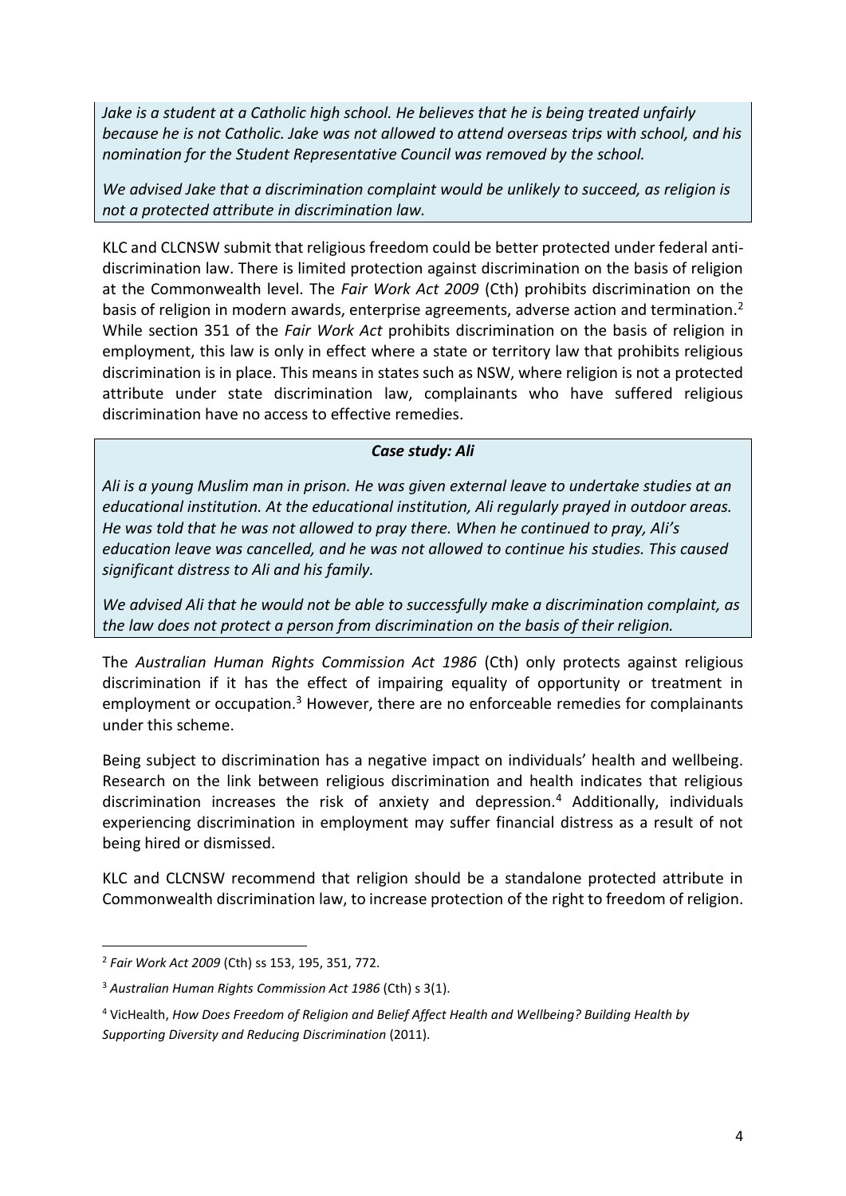*Jake is a student at a Catholic high school. He believes that he is being treated unfairly because he is not Catholic. Jake was not allowed to attend overseas trips with school, and his nomination for the Student Representative Council was removed by the school.*

*We advised Jake that a discrimination complaint would be unlikely to succeed, as religion is not a protected attribute in discrimination law.*

KLC and CLCNSW submit that religious freedom could be better protected under federal anti-discrimination law. There is limited protection against discrimination on the basis of religion at the Commonwealth level. The *Fair Work Act 2009* (Cth) prohibits discrimination on the basis of religion in modern awards, enterprise agreements, adverse action and termination.[2] While section 351 of the *Fair Work Act* prohibits discrimination on the basis of religion in employment, this law is only in effect where a state or territory law that prohibits religious discrimination is in place. This means in states such as NSW, where religion is not a protected attribute under state discrimination law, complainants who have suffered religious discrimination have no access to effective remedies.

***Case study: Ali***

*Ali is a young Muslim man in prison. He was given external leave to undertake studies at an educational institution. At the educational institution, Ali regularly prayed in outdoor areas. He was told that he was not allowed to pray there. When he continued to pray, Ali's education leave was cancelled, and he was not allowed to continue his studies. This caused significant distress to Ali and his family.*

*We advised Ali that he would not be able to successfully make a discrimination complaint, as the law does not protect a person from discrimination on the basis of their religion.*

The *Australian Human Rights Commission Act 1986* (Cth) only protects against religious discrimination if it has the effect of impairing equality of opportunity or treatment in employment or occupation.[3] However, there are no enforceable remedies for complainants under this scheme.

Being subject to discrimination has a negative impact on individuals' health and wellbeing. Research on the link between religious discrimination and health indicates that religious discrimination increases the risk of anxiety and depression.[4] Additionally, individuals experiencing discrimination in employment may suffer financial distress as a result of not being hired or dismissed.

KLC and CLCNSW recommend that religion should be a standalone protected attribute in Commonwealth discrimination law, to increase protection of the right to freedom of religion.

---

[2] *Fair Work Act 2009* (Cth) ss 153, 195, 351, 772.

[3] *Australian Human Rights Commission Act 1986* (Cth) s 3(1).

[4] VicHealth, *How Does Freedom of Religion and Belief Affect Health and Wellbeing? Building Health by Supporting Diversity and Reducing Discrimination* (2011).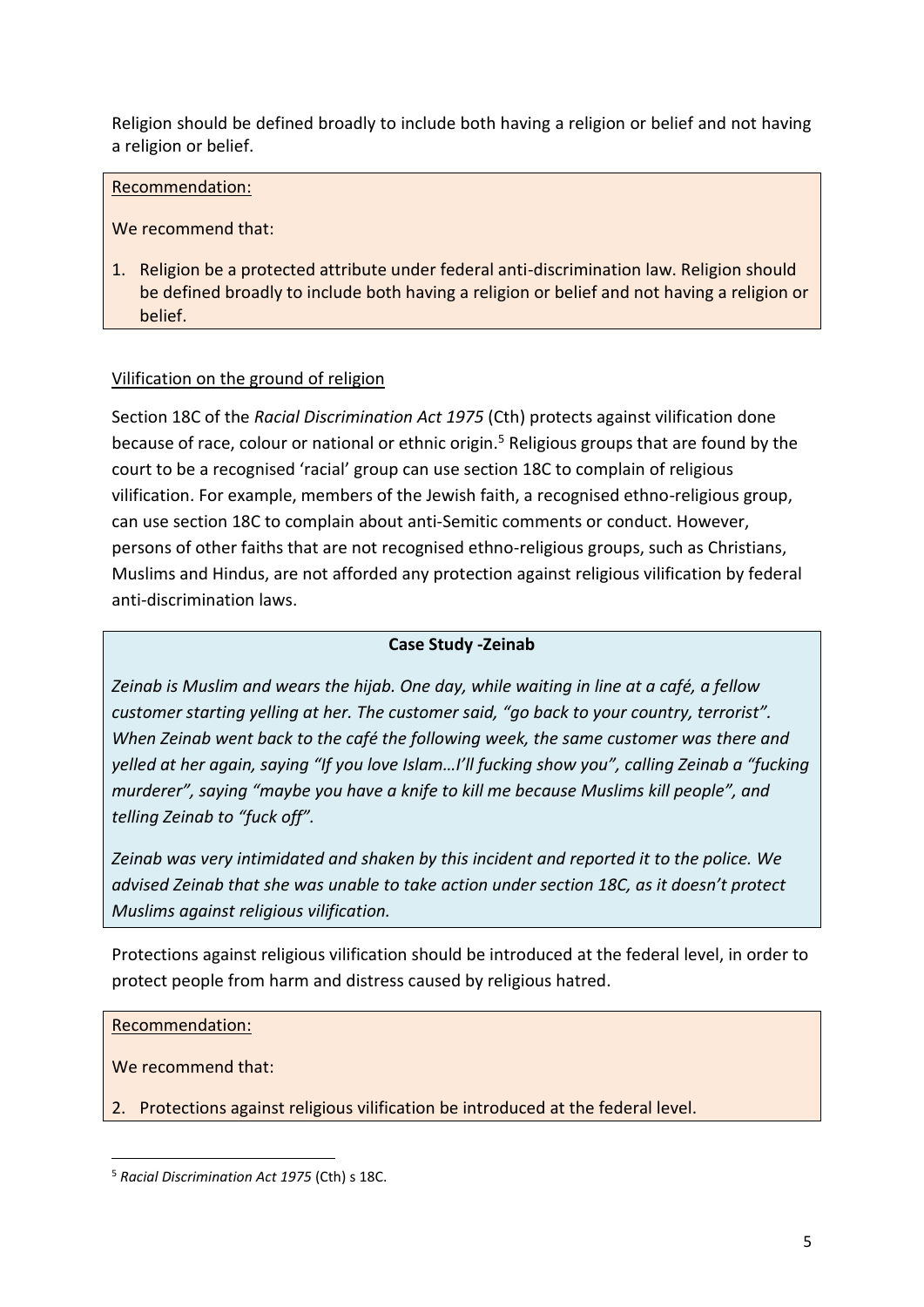Religion should be defined broadly to include both having a religion or belief and not having a religion or belief.

> Recommendation:
>
> We recommend that:
>
> 1. Religion be a protected attribute under federal anti-discrimination law. Religion should be defined broadly to include both having a religion or belief and not having a religion or belief.

Vilification on the ground of religion

Section 18C of the *Racial Discrimination Act 1975* (Cth) protects against vilification done because of race, colour or national or ethnic origin.[5] Religious groups that are found by the court to be a recognised 'racial' group can use section 18C to complain of religious vilification. For example, members of the Jewish faith, a recognised ethno-religious group, can use section 18C to complain about anti-Semitic comments or conduct. However, persons of other faiths that are not recognised ethno-religious groups, such as Christians, Muslims and Hindus, are not afforded any protection against religious vilification by federal anti-discrimination laws.

> **Case Study -Zeinab**
>
> *Zeinab is Muslim and wears the hijab. One day, while waiting in line at a café, a fellow customer starting yelling at her. The customer said, "go back to your country, terrorist". When Zeinab went back to the café the following week, the same customer was there and yelled at her again, saying "If you love Islam…I'll fucking show you", calling Zeinab a "fucking murderer", saying "maybe you have a knife to kill me because Muslims kill people", and telling Zeinab to "fuck off".*
>
> *Zeinab was very intimidated and shaken by this incident and reported it to the police. We advised Zeinab that she was unable to take action under section 18C, as it doesn't protect Muslims against religious vilification.*

Protections against religious vilification should be introduced at the federal level, in order to protect people from harm and distress caused by religious hatred.

> Recommendation:
>
> We recommend that:
>
> 2. Protections against religious vilification be introduced at the federal level.

[5] *Racial Discrimination Act 1975* (Cth) s 18C.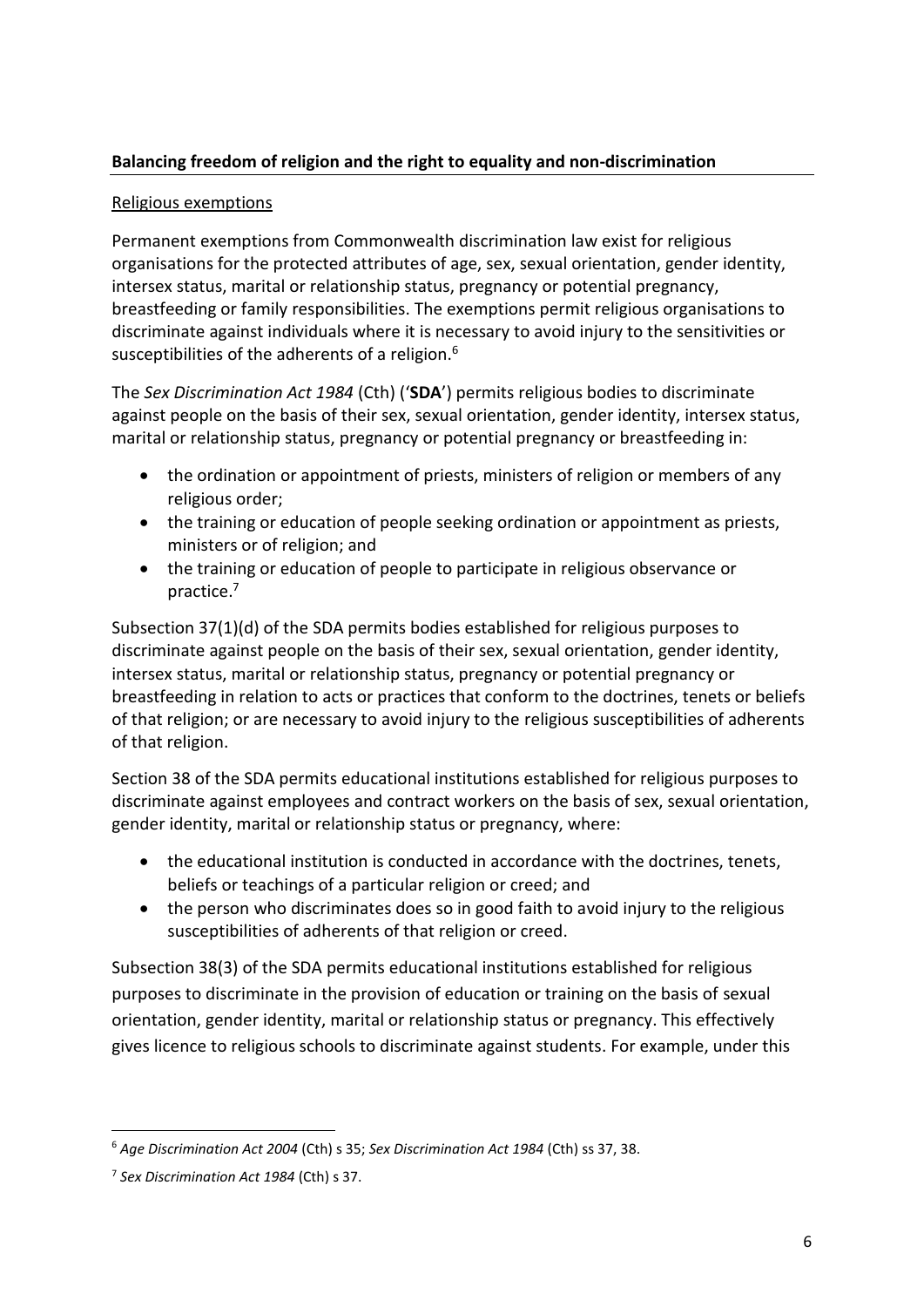**Balancing freedom of religion and the right to equality and non-discrimination**

Religious exemptions

Permanent exemptions from Commonwealth discrimination law exist for religious organisations for the protected attributes of age, sex, sexual orientation, gender identity, intersex status, marital or relationship status, pregnancy or potential pregnancy, breastfeeding or family responsibilities. The exemptions permit religious organisations to discriminate against individuals where it is necessary to avoid injury to the sensitivities or susceptibilities of the adherents of a religion.[6]

The *Sex Discrimination Act 1984* (Cth) ('**SDA**') permits religious bodies to discriminate against people on the basis of their sex, sexual orientation, gender identity, intersex status, marital or relationship status, pregnancy or potential pregnancy or breastfeeding in:

- the ordination or appointment of priests, ministers of religion or members of any religious order;
- the training or education of people seeking ordination or appointment as priests, ministers or of religion; and
- the training or education of people to participate in religious observance or practice.[7]

Subsection 37(1)(d) of the SDA permits bodies established for religious purposes to discriminate against people on the basis of their sex, sexual orientation, gender identity, intersex status, marital or relationship status, pregnancy or potential pregnancy or breastfeeding in relation to acts or practices that conform to the doctrines, tenets or beliefs of that religion; or are necessary to avoid injury to the religious susceptibilities of adherents of that religion.

Section 38 of the SDA permits educational institutions established for religious purposes to discriminate against employees and contract workers on the basis of sex, sexual orientation, gender identity, marital or relationship status or pregnancy, where:

- the educational institution is conducted in accordance with the doctrines, tenets, beliefs or teachings of a particular religion or creed; and
- the person who discriminates does so in good faith to avoid injury to the religious susceptibilities of adherents of that religion or creed.

Subsection 38(3) of the SDA permits educational institutions established for religious purposes to discriminate in the provision of education or training on the basis of sexual orientation, gender identity, marital or relationship status or pregnancy. This effectively gives licence to religious schools to discriminate against students. For example, under this

---

[6] *Age Discrimination Act 2004* (Cth) s 35; *Sex Discrimination Act 1984* (Cth) ss 37, 38.

[7] *Sex Discrimination Act 1984* (Cth) s 37.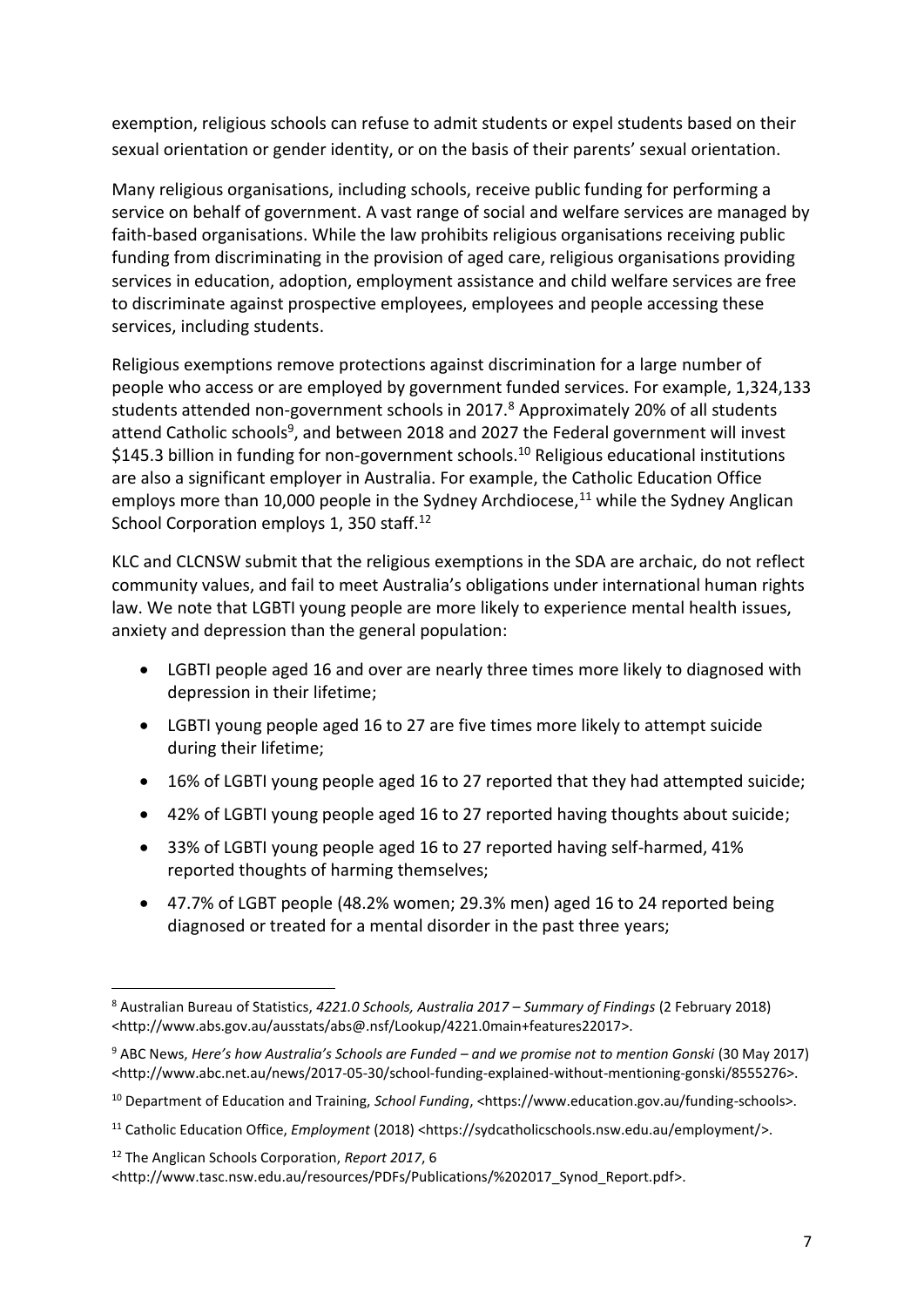exemption, religious schools can refuse to admit students or expel students based on their sexual orientation or gender identity, or on the basis of their parents' sexual orientation.

Many religious organisations, including schools, receive public funding for performing a service on behalf of government. A vast range of social and welfare services are managed by faith-based organisations. While the law prohibits religious organisations receiving public funding from discriminating in the provision of aged care, religious organisations providing services in education, adoption, employment assistance and child welfare services are free to discriminate against prospective employees, employees and people accessing these services, including students.

Religious exemptions remove protections against discrimination for a large number of people who access or are employed by government funded services. For example, 1,324,133 students attended non-government schools in 2017.[8] Approximately 20% of all students attend Catholic schools[9], and between 2018 and 2027 the Federal government will invest $145.3 billion in funding for non-government schools.[10] Religious educational institutions are also a significant employer in Australia. For example, the Catholic Education Office employs more than 10,000 people in the Sydney Archdiocese,[11] while the Sydney Anglican School Corporation employs 1, 350 staff.[12]

KLC and CLCNSW submit that the religious exemptions in the SDA are archaic, do not reflect community values, and fail to meet Australia's obligations under international human rights law. We note that LGBTI young people are more likely to experience mental health issues, anxiety and depression than the general population:

- LGBTI people aged 16 and over are nearly three times more likely to diagnosed with depression in their lifetime;
- LGBTI young people aged 16 to 27 are five times more likely to attempt suicide during their lifetime;
- 16% of LGBTI young people aged 16 to 27 reported that they had attempted suicide;
- 42% of LGBTI young people aged 16 to 27 reported having thoughts about suicide;
- 33% of LGBTI young people aged 16 to 27 reported having self-harmed, 41% reported thoughts of harming themselves;
- 47.7% of LGBT people (48.2% women; 29.3% men) aged 16 to 24 reported being diagnosed or treated for a mental disorder in the past three years;

---

[8] Australian Bureau of Statistics, *4221.0 Schools, Australia 2017 – Summary of Findings* (2 February 2018) <http://www.abs.gov.au/ausstats/abs@.nsf/Lookup/4221.0main+features22017>.

[9] ABC News, *Here's how Australia's Schools are Funded – and we promise not to mention Gonski* (30 May 2017) <http://www.abc.net.au/news/2017-05-30/school-funding-explained-without-mentioning-gonski/8555276>.

[10] Department of Education and Training, *School Funding*, <https://www.education.gov.au/funding-schools>.

[11] Catholic Education Office, *Employment* (2018) <https://sydcatholicschools.nsw.edu.au/employment/>.

[12] The Anglican Schools Corporation, *Report 2017*, 6 <http://www.tasc.nsw.edu.au/resources/PDFs/Publications/%202017_Synod_Report.pdf>.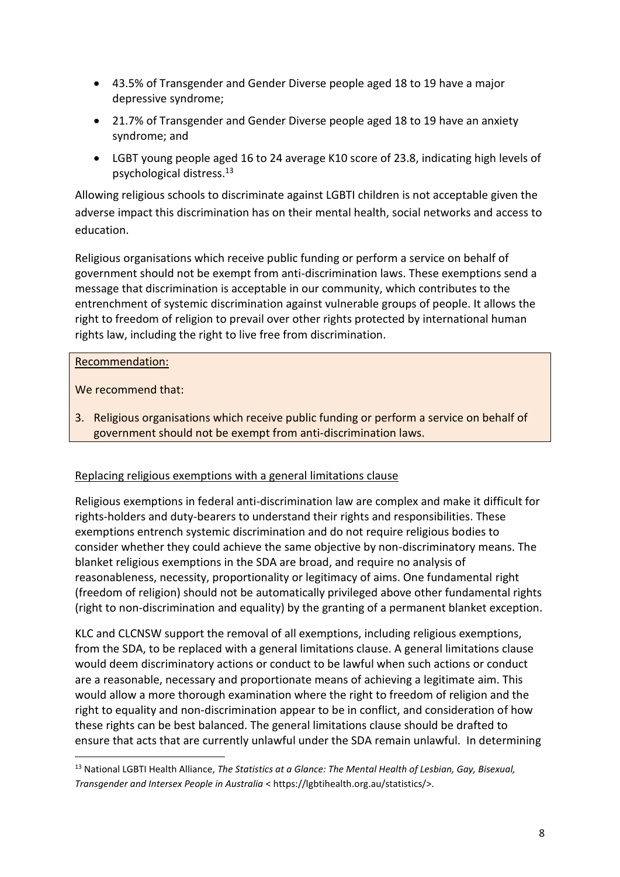- 43.5% of Transgender and Gender Diverse people aged 18 to 19 have a major depressive syndrome;
- 21.7% of Transgender and Gender Diverse people aged 18 to 19 have an anxiety syndrome; and
- LGBT young people aged 16 to 24 average K10 score of 23.8, indicating high levels of psychological distress.[13]

Allowing religious schools to discriminate against LGBTI children is not acceptable given the adverse impact this discrimination has on their mental health, social networks and access to education.

Religious organisations which receive public funding or perform a service on behalf of government should not be exempt from anti-discrimination laws. These exemptions send a message that discrimination is acceptable in our community, which contributes to the entrenchment of systemic discrimination against vulnerable groups of people. It allows the right to freedom of religion to prevail over other rights protected by international human rights law, including the right to live free from discrimination.

> Recommendation:
>
> We recommend that:
>
> 3. Religious organisations which receive public funding or perform a service on behalf of government should not be exempt from anti-discrimination laws.

Replacing religious exemptions with a general limitations clause

Religious exemptions in federal anti-discrimination law are complex and make it difficult for rights-holders and duty-bearers to understand their rights and responsibilities. These exemptions entrench systemic discrimination and do not require religious bodies to consider whether they could achieve the same objective by non-discriminatory means. The blanket religious exemptions in the SDA are broad, and require no analysis of reasonableness, necessity, proportionality or legitimacy of aims. One fundamental right (freedom of religion) should not be automatically privileged above other fundamental rights (right to non-discrimination and equality) by the granting of a permanent blanket exception.

KLC and CLCNSW support the removal of all exemptions, including religious exemptions, from the SDA, to be replaced with a general limitations clause. A general limitations clause would deem discriminatory actions or conduct to be lawful when such actions or conduct are a reasonable, necessary and proportionate means of achieving a legitimate aim. This would allow a more thorough examination where the right to freedom of religion and the right to equality and non-discrimination appear to be in conflict, and consideration of how these rights can be best balanced. The general limitations clause should be drafted to ensure that acts that are currently unlawful under the SDA remain unlawful. In determining

[13] National LGBTI Health Alliance, *The Statistics at a Glance: The Mental Health of Lesbian, Gay, Bisexual, Transgender and Intersex People in Australia* < https://lgbtihealth.org.au/statistics/>.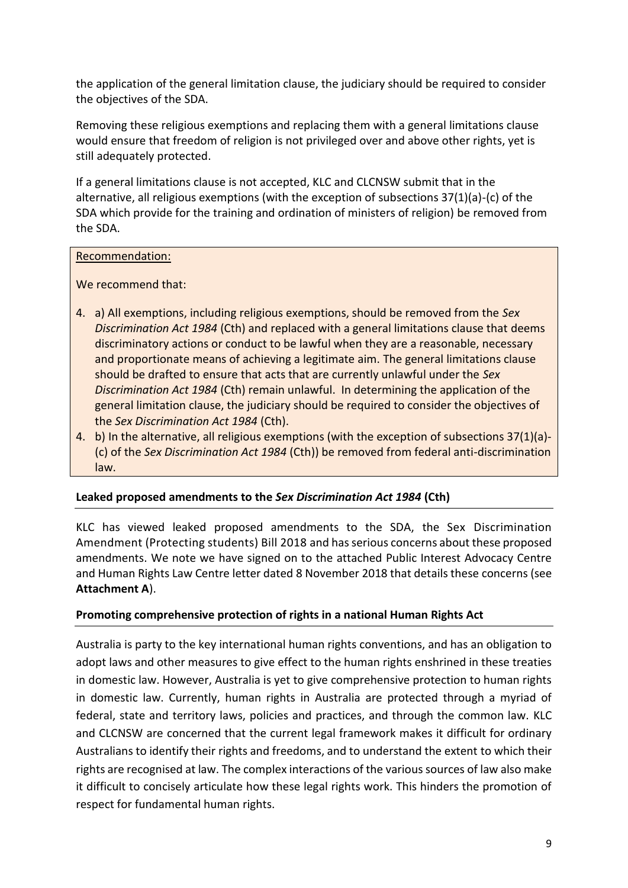the application of the general limitation clause, the judiciary should be required to consider the objectives of the SDA.

Removing these religious exemptions and replacing them with a general limitations clause would ensure that freedom of religion is not privileged over and above other rights, yet is still adequately protected.

If a general limitations clause is not accepted, KLC and CLCNSW submit that in the alternative, all religious exemptions (with the exception of subsections 37(1)(a)-(c) of the SDA which provide for the training and ordination of ministers of religion) be removed from the SDA.

> Recommendation:
>
> We recommend that:
>
> 4. a) All exemptions, including religious exemptions, should be removed from the *Sex Discrimination Act 1984* (Cth) and replaced with a general limitations clause that deems discriminatory actions or conduct to be lawful when they are a reasonable, necessary and proportionate means of achieving a legitimate aim. The general limitations clause should be drafted to ensure that acts that are currently unlawful under the *Sex Discrimination Act 1984* (Cth) remain unlawful. In determining the application of the general limitation clause, the judiciary should be required to consider the objectives of the *Sex Discrimination Act 1984* (Cth).
> 4. b) In the alternative, all religious exemptions (with the exception of subsections 37(1)(a)-(c) of the *Sex Discrimination Act 1984* (Cth)) be removed from federal anti-discrimination law.

**Leaked proposed amendments to the *Sex Discrimination Act 1984* (Cth)**

KLC has viewed leaked proposed amendments to the SDA, the Sex Discrimination Amendment (Protecting students) Bill 2018 and has serious concerns about these proposed amendments. We note we have signed on to the attached Public Interest Advocacy Centre and Human Rights Law Centre letter dated 8 November 2018 that details these concerns (see **Attachment A**).

**Promoting comprehensive protection of rights in a national Human Rights Act**

Australia is party to the key international human rights conventions, and has an obligation to adopt laws and other measures to give effect to the human rights enshrined in these treaties in domestic law. However, Australia is yet to give comprehensive protection to human rights in domestic law. Currently, human rights in Australia are protected through a myriad of federal, state and territory laws, policies and practices, and through the common law. KLC and CLCNSW are concerned that the current legal framework makes it difficult for ordinary Australians to identify their rights and freedoms, and to understand the extent to which their rights are recognised at law. The complex interactions of the various sources of law also make it difficult to concisely articulate how these legal rights work. This hinders the promotion of respect for fundamental human rights.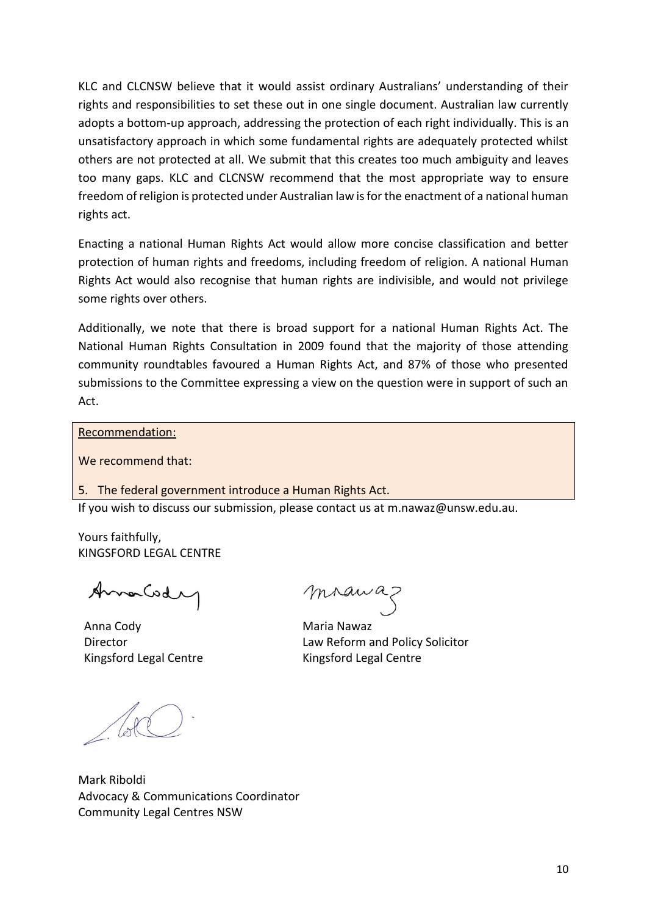KLC and CLCNSW believe that it would assist ordinary Australians' understanding of their rights and responsibilities to set these out in one single document. Australian law currently adopts a bottom-up approach, addressing the protection of each right individually. This is an unsatisfactory approach in which some fundamental rights are adequately protected whilst others are not protected at all. We submit that this creates too much ambiguity and leaves too many gaps. KLC and CLCNSW recommend that the most appropriate way to ensure freedom of religion is protected under Australian law is for the enactment of a national human rights act.

Enacting a national Human Rights Act would allow more concise classification and better protection of human rights and freedoms, including freedom of religion. A national Human Rights Act would also recognise that human rights are indivisible, and would not privilege some rights over others.

Additionally, we note that there is broad support for a national Human Rights Act. The National Human Rights Consultation in 2009 found that the majority of those attending community roundtables favoured a Human Rights Act, and 87% of those who presented submissions to the Committee expressing a view on the question were in support of such an Act.

Recommendation:

We recommend that:

5. The federal government introduce a Human Rights Act.

If you wish to discuss our submission, please contact us at m.nawaz@unsw.edu.au.

Yours faithfully,
KINGSFORD LEGAL CENTRE

Anna Cody
Director
Kingsford Legal Centre

Maria Nawaz
Law Reform and Policy Solicitor
Kingsford Legal Centre

Mark Riboldi
Advocacy & Communications Coordinator
Community Legal Centres NSW